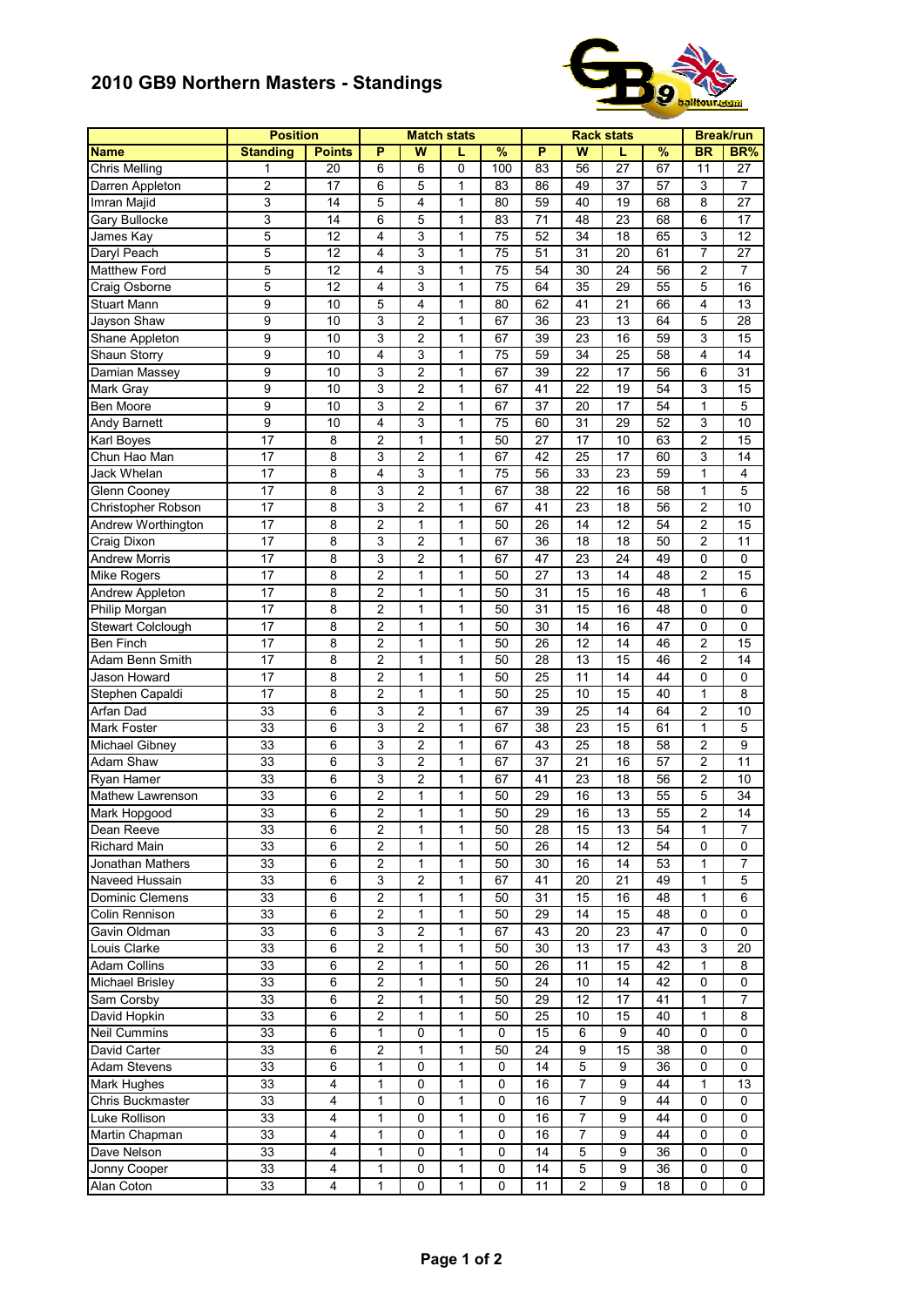# 2010 GB9 Northern Masters - Standings

| | Position | | Match stats | | | | Rack stats | | | | Break/run | |
|---|---|---|---|---|---|---|---|---|---|---|---|---|
| **Name** | **Standing** | **Points** | **P** | **W** | **L** | **%** | **P** | **W** | **L** | **%** | **BR** | **BR%** |
| Chris Melling | 1 | 20 | 6 | 6 | 0 | 100 | 83 | 56 | 27 | 67 | 11 | 27 |
| Darren Appleton | 2 | 17 | 6 | 5 | 1 | 83 | 86 | 49 | 37 | 57 | 3 | 7 |
| Imran Majid | 3 | 14 | 5 | 4 | 1 | 80 | 59 | 40 | 19 | 68 | 8 | 27 |
| Gary Bullocke | 3 | 14 | 6 | 5 | 1 | 83 | 71 | 48 | 23 | 68 | 6 | 17 |
| James Kay | 5 | 12 | 4 | 3 | 1 | 75 | 52 | 34 | 18 | 65 | 3 | 12 |
| Daryl Peach | 5 | 12 | 4 | 3 | 1 | 75 | 51 | 31 | 20 | 61 | 7 | 27 |
| Matthew Ford | 5 | 12 | 4 | 3 | 1 | 75 | 54 | 30 | 24 | 56 | 2 | 7 |
| Craig Osborne | 5 | 12 | 4 | 3 | 1 | 75 | 64 | 35 | 29 | 55 | 5 | 16 |
| Stuart Mann | 9 | 10 | 5 | 4 | 1 | 80 | 62 | 41 | 21 | 66 | 4 | 13 |
| Jayson Shaw | 9 | 10 | 3 | 2 | 1 | 67 | 36 | 23 | 13 | 64 | 5 | 28 |
| Shane Appleton | 9 | 10 | 3 | 2 | 1 | 67 | 39 | 23 | 16 | 59 | 3 | 15 |
| Shaun Storry | 9 | 10 | 4 | 3 | 1 | 75 | 59 | 34 | 25 | 58 | 4 | 14 |
| Damian Massey | 9 | 10 | 3 | 2 | 1 | 67 | 39 | 22 | 17 | 56 | 6 | 31 |
| Mark Gray | 9 | 10 | 3 | 2 | 1 | 67 | 41 | 22 | 19 | 54 | 3 | 15 |
| Ben Moore | 9 | 10 | 3 | 2 | 1 | 67 | 37 | 20 | 17 | 54 | 1 | 5 |
| Andy Barnett | 9 | 10 | 4 | 3 | 1 | 75 | 60 | 31 | 29 | 52 | 3 | 10 |
| Karl Boyes | 17 | 8 | 2 | 1 | 1 | 50 | 27 | 17 | 10 | 63 | 2 | 15 |
| Chun Hao Man | 17 | 8 | 3 | 2 | 1 | 67 | 42 | 25 | 17 | 60 | 3 | 14 |
| Jack Whelan | 17 | 8 | 4 | 3 | 1 | 75 | 56 | 33 | 23 | 59 | 1 | 4 |
| Glenn Cooney | 17 | 8 | 3 | 2 | 1 | 67 | 38 | 22 | 16 | 58 | 1 | 5 |
| Christopher Robson | 17 | 8 | 3 | 2 | 1 | 67 | 41 | 23 | 18 | 56 | 2 | 10 |
| Andrew Worthington | 17 | 8 | 2 | 1 | 1 | 50 | 26 | 14 | 12 | 54 | 2 | 15 |
| Craig Dixon | 17 | 8 | 3 | 2 | 1 | 67 | 36 | 18 | 18 | 50 | 2 | 11 |
| Andrew Morris | 17 | 8 | 3 | 2 | 1 | 67 | 47 | 23 | 24 | 49 | 0 | 0 |
| Mike Rogers | 17 | 8 | 2 | 1 | 1 | 50 | 27 | 13 | 14 | 48 | 2 | 15 |
| Andrew Appleton | 17 | 8 | 2 | 1 | 1 | 50 | 31 | 15 | 16 | 48 | 1 | 6 |
| Philip Morgan | 17 | 8 | 2 | 1 | 1 | 50 | 31 | 15 | 16 | 48 | 0 | 0 |
| Stewart Colclough | 17 | 8 | 2 | 1 | 1 | 50 | 30 | 14 | 16 | 47 | 0 | 0 |
| Ben Finch | 17 | 8 | 2 | 1 | 1 | 50 | 26 | 12 | 14 | 46 | 2 | 15 |
| Adam Benn Smith | 17 | 8 | 2 | 1 | 1 | 50 | 28 | 13 | 15 | 46 | 2 | 14 |
| Jason Howard | 17 | 8 | 2 | 1 | 1 | 50 | 25 | 11 | 14 | 44 | 0 | 0 |
| Stephen Capaldi | 17 | 8 | 2 | 1 | 1 | 50 | 25 | 10 | 15 | 40 | 1 | 8 |
| Arfan Dad | 33 | 6 | 3 | 2 | 1 | 67 | 39 | 25 | 14 | 64 | 2 | 10 |
| Mark Foster | 33 | 6 | 3 | 2 | 1 | 67 | 38 | 23 | 15 | 61 | 1 | 5 |
| Michael Gibney | 33 | 6 | 3 | 2 | 1 | 67 | 43 | 25 | 18 | 58 | 2 | 9 |
| Adam Shaw | 33 | 6 | 3 | 2 | 1 | 67 | 37 | 21 | 16 | 57 | 2 | 11 |
| Ryan Hamer | 33 | 6 | 3 | 2 | 1 | 67 | 41 | 23 | 18 | 56 | 2 | 10 |
| Mathew Lawrenson | 33 | 6 | 2 | 1 | 1 | 50 | 29 | 16 | 13 | 55 | 5 | 34 |
| Mark Hopgood | 33 | 6 | 2 | 1 | 1 | 50 | 29 | 16 | 13 | 55 | 2 | 14 |
| Dean Reeve | 33 | 6 | 2 | 1 | 1 | 50 | 28 | 15 | 13 | 54 | 1 | 7 |
| Richard Main | 33 | 6 | 2 | 1 | 1 | 50 | 26 | 14 | 12 | 54 | 0 | 0 |
| Jonathan Mathers | 33 | 6 | 2 | 1 | 1 | 50 | 30 | 16 | 14 | 53 | 1 | 7 |
| Naveed Hussain | 33 | 6 | 3 | 2 | 1 | 67 | 41 | 20 | 21 | 49 | 1 | 5 |
| Dominic Clemens | 33 | 6 | 2 | 1 | 1 | 50 | 31 | 15 | 16 | 48 | 1 | 6 |
| Colin Rennison | 33 | 6 | 2 | 1 | 1 | 50 | 29 | 14 | 15 | 48 | 0 | 0 |
| Gavin Oldman | 33 | 6 | 3 | 2 | 1 | 67 | 43 | 20 | 23 | 47 | 0 | 0 |
| Louis Clarke | 33 | 6 | 2 | 1 | 1 | 50 | 30 | 13 | 17 | 43 | 3 | 20 |
| Adam Collins | 33 | 6 | 2 | 1 | 1 | 50 | 26 | 11 | 15 | 42 | 1 | 8 |
| Michael Brisley | 33 | 6 | 2 | 1 | 1 | 50 | 24 | 10 | 14 | 42 | 0 | 0 |
| Sam Corsby | 33 | 6 | 2 | 1 | 1 | 50 | 29 | 12 | 17 | 41 | 1 | 7 |
| David Hopkin | 33 | 6 | 2 | 1 | 1 | 50 | 25 | 10 | 15 | 40 | 1 | 8 |
| Neil Cummins | 33 | 6 | 1 | 0 | 1 | 0 | 15 | 6 | 9 | 40 | 0 | 0 |
| David Carter | 33 | 6 | 2 | 1 | 1 | 50 | 24 | 9 | 15 | 38 | 0 | 0 |
| Adam Stevens | 33 | 6 | 1 | 0 | 1 | 0 | 14 | 5 | 9 | 36 | 0 | 0 |
| Mark Hughes | 33 | 4 | 1 | 0 | 1 | 0 | 16 | 7 | 9 | 44 | 1 | 13 |
| Chris Buckmaster | 33 | 4 | 1 | 0 | 1 | 0 | 16 | 7 | 9 | 44 | 0 | 0 |
| Luke Rollison | 33 | 4 | 1 | 0 | 1 | 0 | 16 | 7 | 9 | 44 | 0 | 0 |
| Martin Chapman | 33 | 4 | 1 | 0 | 1 | 0 | 16 | 7 | 9 | 44 | 0 | 0 |
| Dave Nelson | 33 | 4 | 1 | 0 | 1 | 0 | 14 | 5 | 9 | 36 | 0 | 0 |
| Jonny Cooper | 33 | 4 | 1 | 0 | 1 | 0 | 14 | 5 | 9 | 36 | 0 | 0 |
| Alan Coton | 33 | 4 | 1 | 0 | 1 | 0 | 11 | 2 | 9 | 18 | 0 | 0 |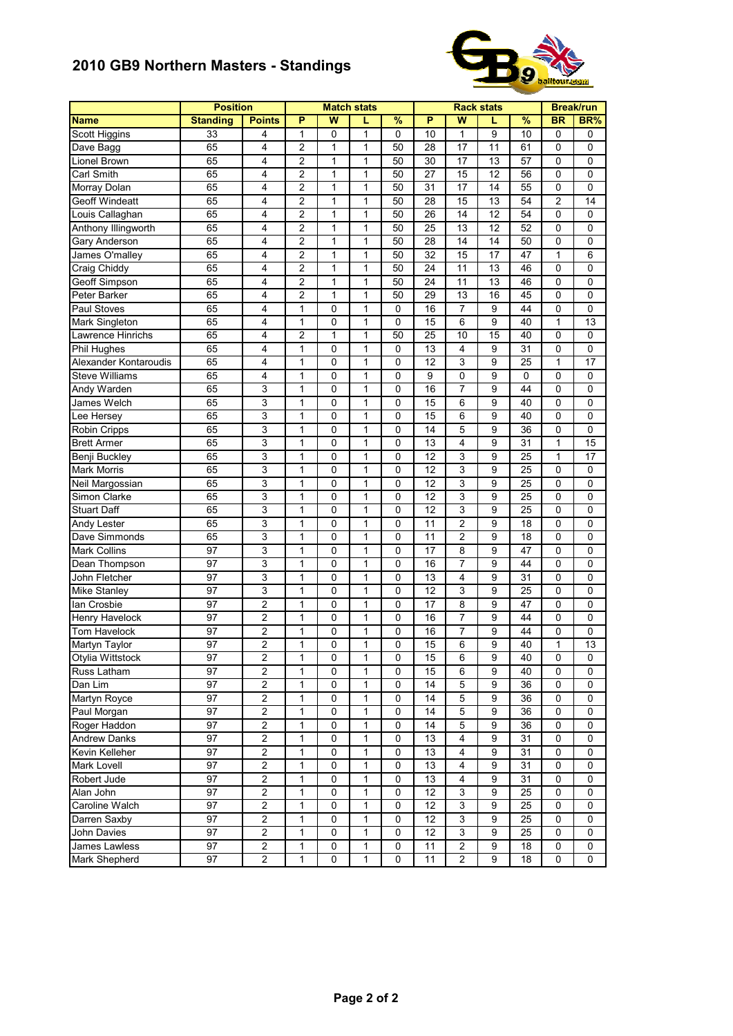# 2010 GB9 Northern Masters - Standings

| | Position | | Match stats | | | | Rack stats | | | | Break/run | |
|---|---|---|---|---|---|---|---|---|---|---|---|---|
| Name | Standing | Points | P | W | L | % | P | W | L | % | BR | BR% |
| Scott Higgins | 33 | 4 | 1 | 0 | 1 | 0 | 10 | 1 | 9 | 10 | 0 | 0 |
| Dave Bagg | 65 | 4 | 2 | 1 | 1 | 50 | 28 | 17 | 11 | 61 | 0 | 0 |
| Lionel Brown | 65 | 4 | 2 | 1 | 1 | 50 | 30 | 17 | 13 | 57 | 0 | 0 |
| Carl Smith | 65 | 4 | 2 | 1 | 1 | 50 | 27 | 15 | 12 | 56 | 0 | 0 |
| Morray Dolan | 65 | 4 | 2 | 1 | 1 | 50 | 31 | 17 | 14 | 55 | 0 | 0 |
| Geoff Windeatt | 65 | 4 | 2 | 1 | 1 | 50 | 28 | 15 | 13 | 54 | 2 | 14 |
| Louis Callaghan | 65 | 4 | 2 | 1 | 1 | 50 | 26 | 14 | 12 | 54 | 0 | 0 |
| Anthony Illingworth | 65 | 4 | 2 | 1 | 1 | 50 | 25 | 13 | 12 | 52 | 0 | 0 |
| Gary Anderson | 65 | 4 | 2 | 1 | 1 | 50 | 28 | 14 | 14 | 50 | 0 | 0 |
| James O'malley | 65 | 4 | 2 | 1 | 1 | 50 | 32 | 15 | 17 | 47 | 1 | 6 |
| Craig Chiddy | 65 | 4 | 2 | 1 | 1 | 50 | 24 | 11 | 13 | 46 | 0 | 0 |
| Geoff Simpson | 65 | 4 | 2 | 1 | 1 | 50 | 24 | 11 | 13 | 46 | 0 | 0 |
| Peter Barker | 65 | 4 | 2 | 1 | 1 | 50 | 29 | 13 | 16 | 45 | 0 | 0 |
| Paul Stoves | 65 | 4 | 1 | 0 | 1 | 0 | 16 | 7 | 9 | 44 | 0 | 0 |
| Mark Singleton | 65 | 4 | 1 | 0 | 1 | 0 | 15 | 6 | 9 | 40 | 1 | 13 |
| Lawrence Hinrichs | 65 | 4 | 2 | 1 | 1 | 50 | 25 | 10 | 15 | 40 | 0 | 0 |
| Phil Hughes | 65 | 4 | 1 | 0 | 1 | 0 | 13 | 4 | 9 | 31 | 0 | 0 |
| Alexander Kontaroudis | 65 | 4 | 1 | 0 | 1 | 0 | 12 | 3 | 9 | 25 | 1 | 17 |
| Steve Williams | 65 | 4 | 1 | 0 | 1 | 0 | 9 | 0 | 9 | 0 | 0 | 0 |
| Andy Warden | 65 | 3 | 1 | 0 | 1 | 0 | 16 | 7 | 9 | 44 | 0 | 0 |
| James Welch | 65 | 3 | 1 | 0 | 1 | 0 | 15 | 6 | 9 | 40 | 0 | 0 |
| Lee Hersey | 65 | 3 | 1 | 0 | 1 | 0 | 15 | 6 | 9 | 40 | 0 | 0 |
| Robin Cripps | 65 | 3 | 1 | 0 | 1 | 0 | 14 | 5 | 9 | 36 | 0 | 0 |
| Brett Armer | 65 | 3 | 1 | 0 | 1 | 0 | 13 | 4 | 9 | 31 | 1 | 15 |
| Benji Buckley | 65 | 3 | 1 | 0 | 1 | 0 | 12 | 3 | 9 | 25 | 1 | 17 |
| Mark Morris | 65 | 3 | 1 | 0 | 1 | 0 | 12 | 3 | 9 | 25 | 0 | 0 |
| Neil Margossian | 65 | 3 | 1 | 0 | 1 | 0 | 12 | 3 | 9 | 25 | 0 | 0 |
| Simon Clarke | 65 | 3 | 1 | 0 | 1 | 0 | 12 | 3 | 9 | 25 | 0 | 0 |
| Stuart Daff | 65 | 3 | 1 | 0 | 1 | 0 | 12 | 3 | 9 | 25 | 0 | 0 |
| Andy Lester | 65 | 3 | 1 | 0 | 1 | 0 | 11 | 2 | 9 | 18 | 0 | 0 |
| Dave Simmonds | 65 | 3 | 1 | 0 | 1 | 0 | 11 | 2 | 9 | 18 | 0 | 0 |
| Mark Collins | 97 | 3 | 1 | 0 | 1 | 0 | 17 | 8 | 9 | 47 | 0 | 0 |
| Dean Thompson | 97 | 3 | 1 | 0 | 1 | 0 | 16 | 7 | 9 | 44 | 0 | 0 |
| John Fletcher | 97 | 3 | 1 | 0 | 1 | 0 | 13 | 4 | 9 | 31 | 0 | 0 |
| Mike Stanley | 97 | 3 | 1 | 0 | 1 | 0 | 12 | 3 | 9 | 25 | 0 | 0 |
| Ian Crosbie | 97 | 2 | 1 | 0 | 1 | 0 | 17 | 8 | 9 | 47 | 0 | 0 |
| Henry Havelock | 97 | 2 | 1 | 0 | 1 | 0 | 16 | 7 | 9 | 44 | 0 | 0 |
| Tom Havelock | 97 | 2 | 1 | 0 | 1 | 0 | 16 | 7 | 9 | 44 | 0 | 0 |
| Martyn Taylor | 97 | 2 | 1 | 0 | 1 | 0 | 15 | 6 | 9 | 40 | 1 | 13 |
| Otylia Wittstock | 97 | 2 | 1 | 0 | 1 | 0 | 15 | 6 | 9 | 40 | 0 | 0 |
| Russ Latham | 97 | 2 | 1 | 0 | 1 | 0 | 15 | 6 | 9 | 40 | 0 | 0 |
| Dan Lim | 97 | 2 | 1 | 0 | 1 | 0 | 14 | 5 | 9 | 36 | 0 | 0 |
| Martyn Royce | 97 | 2 | 1 | 0 | 1 | 0 | 14 | 5 | 9 | 36 | 0 | 0 |
| Paul Morgan | 97 | 2 | 1 | 0 | 1 | 0 | 14 | 5 | 9 | 36 | 0 | 0 |
| Roger Haddon | 97 | 2 | 1 | 0 | 1 | 0 | 14 | 5 | 9 | 36 | 0 | 0 |
| Andrew Danks | 97 | 2 | 1 | 0 | 1 | 0 | 13 | 4 | 9 | 31 | 0 | 0 |
| Kevin Kelleher | 97 | 2 | 1 | 0 | 1 | 0 | 13 | 4 | 9 | 31 | 0 | 0 |
| Mark Lovell | 97 | 2 | 1 | 0 | 1 | 0 | 13 | 4 | 9 | 31 | 0 | 0 |
| Robert Jude | 97 | 2 | 1 | 0 | 1 | 0 | 13 | 4 | 9 | 31 | 0 | 0 |
| Alan John | 97 | 2 | 1 | 0 | 1 | 0 | 12 | 3 | 9 | 25 | 0 | 0 |
| Caroline Walch | 97 | 2 | 1 | 0 | 1 | 0 | 12 | 3 | 9 | 25 | 0 | 0 |
| Darren Saxby | 97 | 2 | 1 | 0 | 1 | 0 | 12 | 3 | 9 | 25 | 0 | 0 |
| John Davies | 97 | 2 | 1 | 0 | 1 | 0 | 12 | 3 | 9 | 25 | 0 | 0 |
| James Lawless | 97 | 2 | 1 | 0 | 1 | 0 | 11 | 2 | 9 | 18 | 0 | 0 |
| Mark Shepherd | 97 | 2 | 1 | 0 | 1 | 0 | 11 | 2 | 9 | 18 | 0 | 0 |